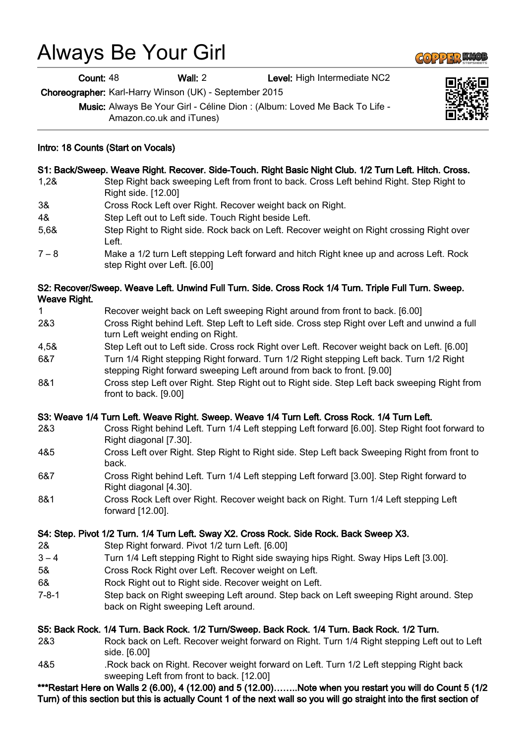# Always Be Your Girl

**Count:** 48 **Wall:** 2 **Level:** High Intermediate NC2

**Choreographer:** Karl-Harry Winson (UK) - September 2015

**Music:** Always Be Your Girl - Céline Dion : (Album: Loved Me Back To Life - Amazon.co.uk and iTunes)

**Intro: 18 Counts (Start on Vocals)**

**S1: Back/Sweep. Weave Right. Recover. Side-Touch. Right Basic Night Club. 1/2 Turn Left. Hitch. Cross.**

| | |
|---|---|
| 1,2& | Step Right back sweeping Left from front to back. Cross Left behind Right. Step Right to Right side. [12.00] |
| 3& | Cross Rock Left over Right. Recover weight back on Right. |
| 4& | Step Left out to Left side. Touch Right beside Left. |
| 5,6& | Step Right to Right side. Rock back on Left. Recover weight on Right crossing Right over Left. |
| 7 – 8 | Make a 1/2 turn Left stepping Left forward and hitch Right knee up and across Left. Rock step Right over Left. [6.00] |

**S2: Recover/Sweep. Weave Left. Unwind Full Turn. Side. Cross Rock 1/4 Turn. Triple Full Turn. Sweep. Weave Right.**

| | |
|---|---|
| 1 | Recover weight back on Left sweeping Right around from front to back. [6.00] |
| 2&3 | Cross Right behind Left. Step Left to Left side. Cross step Right over Left and unwind a full turn Left weight ending on Right. |
| 4,5& | Step Left out to Left side. Cross rock Right over Left. Recover weight back on Left. [6.00] |
| 6&7 | Turn 1/4 Right stepping Right forward. Turn 1/2 Right stepping Left back. Turn 1/2 Right stepping Right forward sweeping Left around from back to front. [9.00] |
| 8&1 | Cross step Left over Right. Step Right out to Right side. Step Left back sweeping Right from front to back. [9.00] |

**S3: Weave 1/4 Turn Left. Weave Right. Sweep. Weave 1/4 Turn Left. Cross Rock. 1/4 Turn Left.**

| | |
|---|---|
| 2&3 | Cross Right behind Left. Turn 1/4 Left stepping Left forward [6.00]. Step Right foot forward to Right diagonal [7.30]. |
| 4&5 | Cross Left over Right. Step Right to Right side. Step Left back Sweeping Right from front to back. |
| 6&7 | Cross Right behind Left. Turn 1/4 Left stepping Left forward [3.00]. Step Right forward to Right diagonal [4.30]. |
| 8&1 | Cross Rock Left over Right. Recover weight back on Right. Turn 1/4 Left stepping Left forward [12.00]. |

**S4: Step. Pivot 1/2 Turn. 1/4 Turn Left. Sway X2. Cross Rock. Side Rock. Back Sweep X3.**

| | |
|---|---|
| 2& | Step Right forward. Pivot 1/2 turn Left. [6.00] |
| 3 – 4 | Turn 1/4 Left stepping Right to Right side swaying hips Right. Sway Hips Left [3.00]. |
| 5& | Cross Rock Right over Left. Recover weight on Left. |
| 6& | Rock Right out to Right side. Recover weight on Left. |
| 7-8-1 | Step back on Right sweeping Left around. Step back on Left sweeping Right around. Step back on Right sweeping Left around. |

**S5: Back Rock. 1/4 Turn. Back Rock. 1/2 Turn/Sweep. Back Rock. 1/4 Turn. Back Rock. 1/2 Turn.**

| | |
|---|---|
| 2&3 | Rock back on Left. Recover weight forward on Right. Turn 1/4 Right stepping Left out to Left side. [6.00] |
| 4&5 | .Rock back on Right. Recover weight forward on Left. Turn 1/2 Left stepping Right back sweeping Left from front to back. [12.00] |

**\*\*\*Restart Here on Walls 2 (6.00), 4 (12.00) and 5 (12.00)……..Note when you restart you will do Count 5 (1/2 Turn) of this section but this is actually Count 1 of the next wall so you will go straight into the first section of**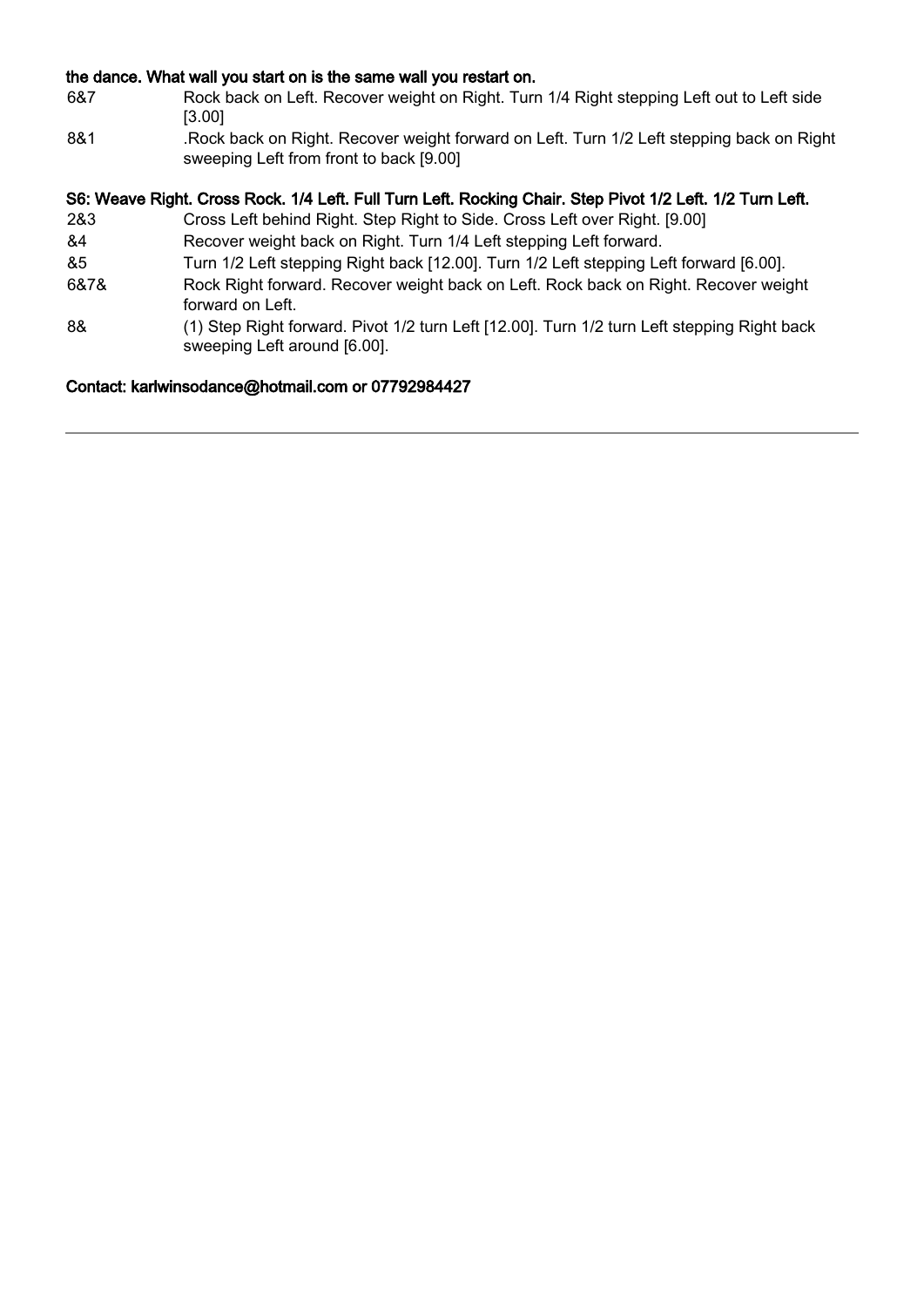**the dance. What wall you start on is the same wall you restart on.**

| | |
|---|---|
| 6&7 | Rock back on Left. Recover weight on Right. Turn 1/4 Right stepping Left out to Left side [3.00] |
| 8&1 | .Rock back on Right. Recover weight forward on Left. Turn 1/2 Left stepping back on Right sweeping Left from front to back [9.00] |

**S6: Weave Right. Cross Rock. 1/4 Left. Full Turn Left. Rocking Chair. Step Pivot 1/2 Left. 1/2 Turn Left.**

| | |
|---|---|
| 2&3 | Cross Left behind Right. Step Right to Side. Cross Left over Right. [9.00] |
| &4 | Recover weight back on Right. Turn 1/4 Left stepping Left forward. |
| &5 | Turn 1/2 Left stepping Right back [12.00]. Turn 1/2 Left stepping Left forward [6.00]. |
| 6&7& | Rock Right forward. Recover weight back on Left. Rock back on Right. Recover weight forward on Left. |
| 8& | (1) Step Right forward. Pivot 1/2 turn Left [12.00]. Turn 1/2 turn Left stepping Right back sweeping Left around [6.00]. |

**Contact: karlwinsodance@hotmail.com or 07792984427**

---